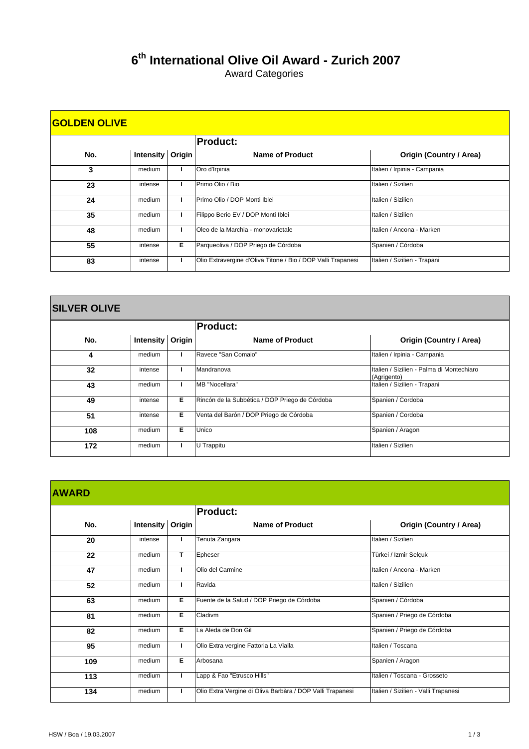# 6th International Olive Oil Award - Zurich 2007

Award Categories

## GOLDEN OLIVE

| No. | Intensity | Origin | Product: Name of Product | Origin (Country / Area) |
|---|---|---|---|---|
| 3 | medium | I | Oro d'Irpinia | Italien / Irpinia - Campania |
| 23 | intense | I | Primo Olio / Bio | Italien / Sizilien |
| 24 | medium | I | Primo Olio / DOP Monti Iblei | Italien / Sizilien |
| 35 | medium | I | Filippo Berio EV / DOP Monti Iblei | Italien / Sizilien |
| 48 | medium | I | Oleo de la Marchia - monovarietale | Italien / Ancona - Marken |
| 55 | intense | E | Parqueoliva / DOP Priego de Córdoba | Spanien / Córdoba |
| 83 | intense | I | Olio Extravergine d'Oliva Titone / Bio / DOP Valli Trapanesi | Italien / Sizilien - Trapani |

## SILVER OLIVE

| No. | Intensity | Origin | Product: Name of Product | Origin (Country / Area) |
|---|---|---|---|---|
| 4 | medium | I | Ravece "San Comaio" | Italien / Irpinia - Campania |
| 32 | intense | I | Mandranova | Italien / Sizilien - Palma di Montechiaro (Agrigento) |
| 43 | medium | I | MB "Nocellara" | Italien / Sizilien - Trapani |
| 49 | intense | E | Rincón de la Subbética / DOP Priego de Córdoba | Spanien / Cordoba |
| 51 | intense | E | Venta del Barón / DOP Priego de Córdoba | Spanien / Cordoba |
| 108 | medium | E | Unico | Spanien / Aragon |
| 172 | medium | I | U Trappitu | Italien / Sizilien |

## AWARD

| No. | Intensity | Origin | Product: Name of Product | Origin (Country / Area) |
|---|---|---|---|---|
| 20 | intense | I | Tenuta Zangara | Italien / Sizilien |
| 22 | medium | T | Epheser | Türkei / Izmir Selçuk |
| 47 | medium | I | Olio del Carmine | Italien / Ancona - Marken |
| 52 | medium | I | Ravida | Italien / Sizilien |
| 63 | medium | E | Fuente de la Salud / DOP Priego de Córdoba | Spanien / Córdoba |
| 81 | medium | E | Cladivm | Spanien / Priego de Córdoba |
| 82 | medium | E | La Aleda de Don Gil | Spanien / Priego de Córdoba |
| 95 | medium | I | Olio Extra vergine Fattoria La Vialla | Italien / Toscana |
| 109 | medium | E | Arbosana | Spanien / Aragon |
| 113 | medium | I | Lapp & Fao "Etrusco Hills" | Italien / Toscana - Grosseto |
| 134 | medium | I | Olio Extra Vergine di Oliva Barbàra / DOP Valli Trapanesi | Italien / Sizilien - Valli Trapanesi |

HSW / Boa / 19.03.2007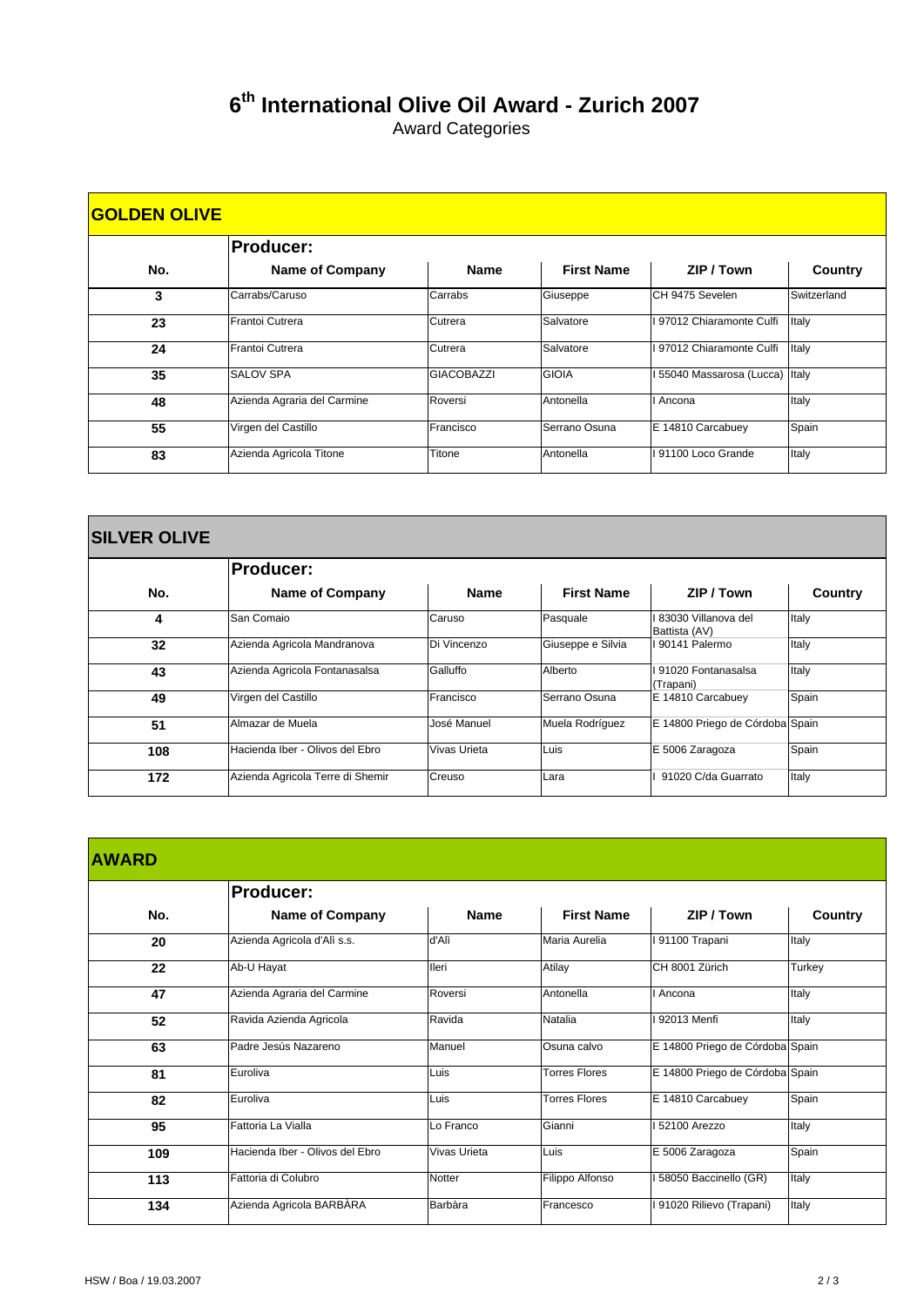# 6th International Olive Oil Award - Zurich 2007

Award Categories

## GOLDEN OLIVE

| No. | Producer: Name of Company | Name | First Name | ZIP / Town | Country |
|---|---|---|---|---|---|
| 3 | Carrabs/Caruso | Carrabs | Giuseppe | CH 9475 Sevelen | Switzerland |
| 23 | Frantoi Cutrera | Cutrera | Salvatore | I 97012 Chiaramonte Culfi | Italy |
| 24 | Frantoi Cutrera | Cutrera | Salvatore | I 97012 Chiaramonte Culfi | Italy |
| 35 | SALOV SPA | GIACOBAZZI | GIOIA | I 55040 Massarosa (Lucca) | Italy |
| 48 | Azienda Agraria del Carmine | Roversi | Antonella | I Ancona | Italy |
| 55 | Virgen del Castillo | Francisco | Serrano Osuna | E 14810 Carcabuey | Spain |
| 83 | Azienda Agricola Titone | Titone | Antonella | I 91100 Loco Grande | Italy |

## SILVER OLIVE

| No. | Producer: Name of Company | Name | First Name | ZIP / Town | Country |
|---|---|---|---|---|---|
| 4 | San Comaio | Caruso | Pasquale | I 83030 Villanova del Battista (AV) | Italy |
| 32 | Azienda Agricola Mandranova | Di Vincenzo | Giuseppe e Silvia | I 90141 Palermo | Italy |
| 43 | Azienda Agricola Fontanasalsa | Galluffo | Alberto | I 91020 Fontanasalsa (Trapani) | Italy |
| 49 | Virgen del Castillo | Francisco | Serrano Osuna | E 14810 Carcabuey | Spain |
| 51 | Almazar de Muela | José Manuel | Muela Rodríguez | E 14800 Priego de Córdoba | Spain |
| 108 | Hacienda Iber - Olivos del Ebro | Vivas Urieta | Luis | E 5006 Zaragoza | Spain |
| 172 | Azienda Agricola Terre di Shemir | Creuso | Lara | I 91020 C/da Guarrato | Italy |

## AWARD

| No. | Producer: Name of Company | Name | First Name | ZIP / Town | Country |
|---|---|---|---|---|---|
| 20 | Azienda Agricola d'Alì s.s. | d'Alì | Maria Aurelia | I 91100 Trapani | Italy |
| 22 | Ab-U Hayat | Ileri | Atilay | CH 8001 Zürich | Turkey |
| 47 | Azienda Agraria del Carmine | Roversi | Antonella | I Ancona | Italy |
| 52 | Ravida Azienda Agricola | Ravida | Natalia | I 92013 Menfi | Italy |
| 63 | Padre Jesús Nazareno | Manuel | Osuna calvo | E 14800 Priego de Córdoba | Spain |
| 81 | Euroliva | Luis | Torres Flores | E 14800 Priego de Córdoba | Spain |
| 82 | Euroliva | Luis | Torres Flores | E 14810 Carcabuey | Spain |
| 95 | Fattoria La Vialla | Lo Franco | Gianni | I 52100 Arezzo | Italy |
| 109 | Hacienda Iber - Olivos del Ebro | Vivas Urieta | Luis | E 5006 Zaragoza | Spain |
| 113 | Fattoria di Colubro | Notter | Filippo Alfonso | I 58050 Baccinello (GR) | Italy |
| 134 | Azienda Agricola BARBÀRA | Barbàra | Francesco | I 91020 Rilievo (Trapani) | Italy |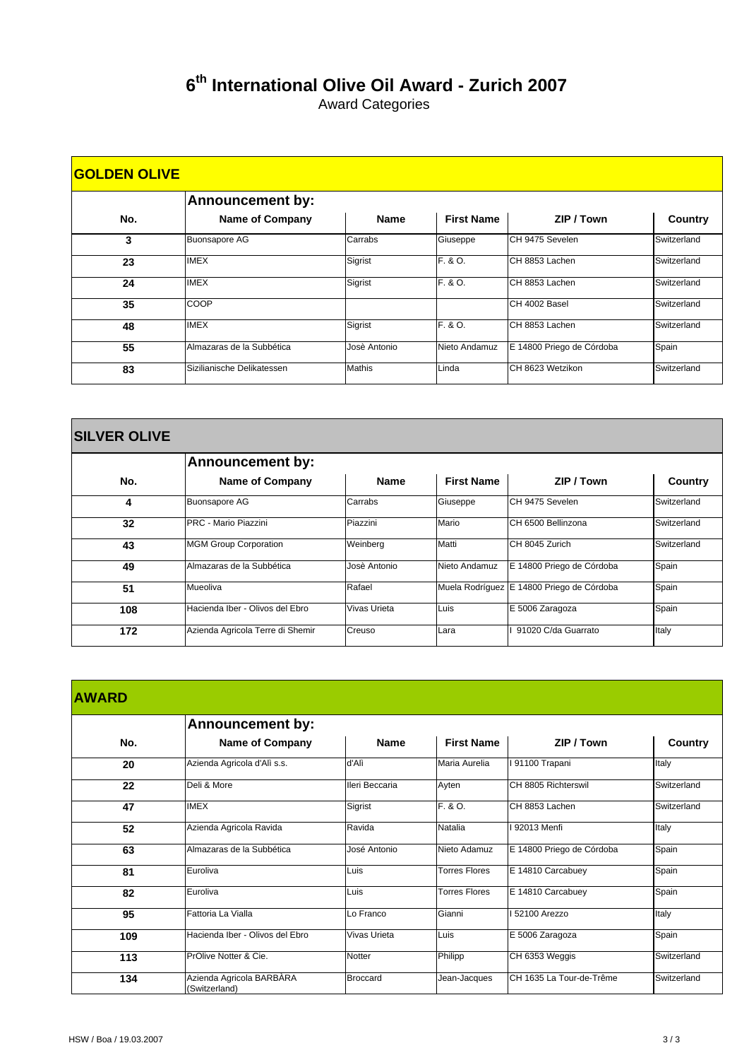# 6th International Olive Oil Award - Zurich 2007

Award Categories

## GOLDEN OLIVE

| No. | Announcement by: Name of Company | Name | First Name | ZIP / Town | Country |
|---|---|---|---|---|---|
| 3 | Buonsapore AG | Carrabs | Giuseppe | CH 9475 Sevelen | Switzerland |
| 23 | IMEX | Sigrist | F. & O. | CH 8853 Lachen | Switzerland |
| 24 | IMEX | Sigrist | F. & O. | CH 8853 Lachen | Switzerland |
| 35 | COOP | | | CH 4002 Basel | Switzerland |
| 48 | IMEX | Sigrist | F. & O. | CH 8853 Lachen | Switzerland |
| 55 | Almazaras de la Subbética | Josè Antonio | Nieto Andamuz | E 14800 Priego de Córdoba | Spain |
| 83 | Sizilianische Delikatessen | Mathis | Linda | CH 8623 Wetzikon | Switzerland |

## SILVER OLIVE

| No. | Announcement by: Name of Company | Name | First Name | ZIP / Town | Country |
|---|---|---|---|---|---|
| 4 | Buonsapore AG | Carrabs | Giuseppe | CH 9475 Sevelen | Switzerland |
| 32 | PRC - Mario Piazzini | Piazzini | Mario | CH 6500 Bellinzona | Switzerland |
| 43 | MGM Group Corporation | Weinberg | Matti | CH 8045 Zurich | Switzerland |
| 49 | Almazaras de la Subbética | Josè Antonio | Nieto Andamuz | E 14800 Priego de Córdoba | Spain |
| 51 | Mueoliva | Rafael | Muela Rodríguez | E 14800 Priego de Córdoba | Spain |
| 108 | Hacienda Iber - Olivos del Ebro | Vivas Urieta | Luis | E 5006 Zaragoza | Spain |
| 172 | Azienda Agricola Terre di Shemir | Creuso | Lara | I 91020 C/da Guarrato | Italy |

## AWARD

| No. | Announcement by: Name of Company | Name | First Name | ZIP / Town | Country |
|---|---|---|---|---|---|
| 20 | Azienda Agricola d'Alì s.s. | d'Alì | Maria Aurelia | I 91100 Trapani | Italy |
| 22 | Deli & More | Ileri Beccaria | Ayten | CH 8805 Richterswil | Switzerland |
| 47 | IMEX | Sigrist | F. & O. | CH 8853 Lachen | Switzerland |
| 52 | Azienda Agricola Ravida | Ravida | Natalia | I 92013 Menfi | Italy |
| 63 | Almazaras de la Subbética | José Antonio | Nieto Adamuz | E 14800 Priego de Córdoba | Spain |
| 81 | Euroliva | Luis | Torres Flores | E 14810 Carcabuey | Spain |
| 82 | Euroliva | Luis | Torres Flores | E 14810 Carcabuey | Spain |
| 95 | Fattoria La Vialla | Lo Franco | Gianni | I 52100 Arezzo | Italy |
| 109 | Hacienda Iber - Olivos del Ebro | Vivas Urieta | Luis | E 5006 Zaragoza | Spain |
| 113 | PrOlive Notter & Cie. | Notter | Philipp | CH 6353 Weggis | Switzerland |
| 134 | Azienda Agricola BARBÀRA (Switzerland) | Broccard | Jean-Jacques | CH 1635 La Tour-de-Trême | Switzerland |

HSW / Boa / 19.03.2007